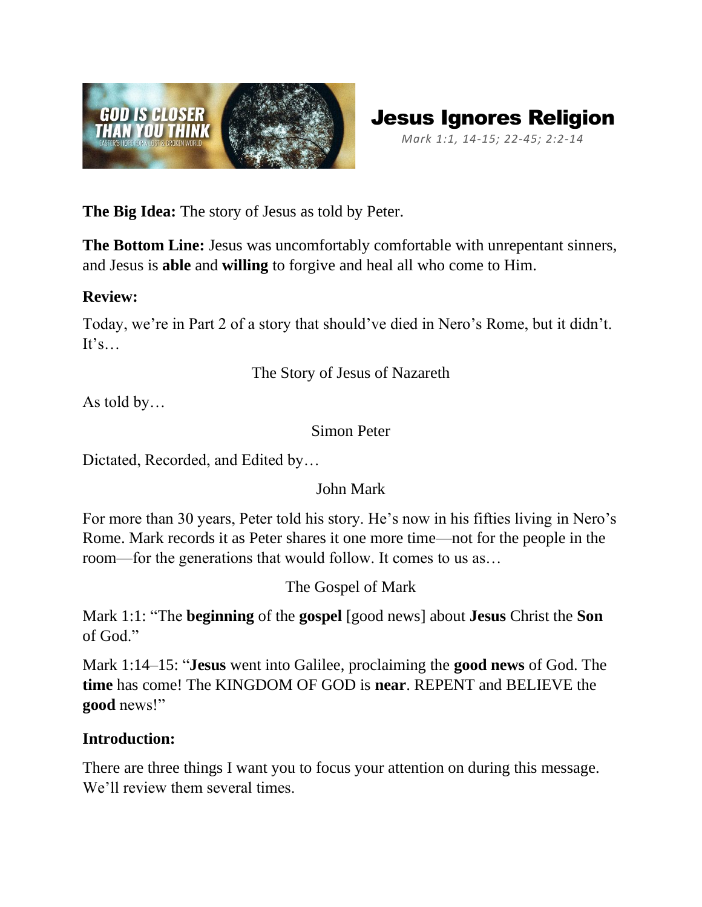# Jesus Ignores Religion

*Mark 1:1, 14-15; 22-45; 2:2-14*

**The Big Idea:** The story of Jesus as told by Peter.

**The Bottom Line:** Jesus was uncomfortably comfortable with unrepentant sinners, and Jesus is **able** and **willing** to forgive and heal all who come to Him.

**Review:**

Today, we're in Part 2 of a story that should've died in Nero's Rome, but it didn't. It's…

The Story of Jesus of Nazareth

As told by…

Simon Peter

Dictated, Recorded, and Edited by…

John Mark

For more than 30 years, Peter told his story. He's now in his fifties living in Nero's Rome. Mark records it as Peter shares it one more time—not for the people in the room—for the generations that would follow. It comes to us as…

The Gospel of Mark

Mark 1:1: "The **beginning** of the **gospel** [good news] about **Jesus** Christ the **Son** of God."

Mark 1:14–15: "**Jesus** went into Galilee, proclaiming the **good news** of God. The **time** has come! The KINGDOM OF GOD is **near**. REPENT and BELIEVE the **good** news!"

**Introduction:**

There are three things I want you to focus your attention on during this message. We'll review them several times.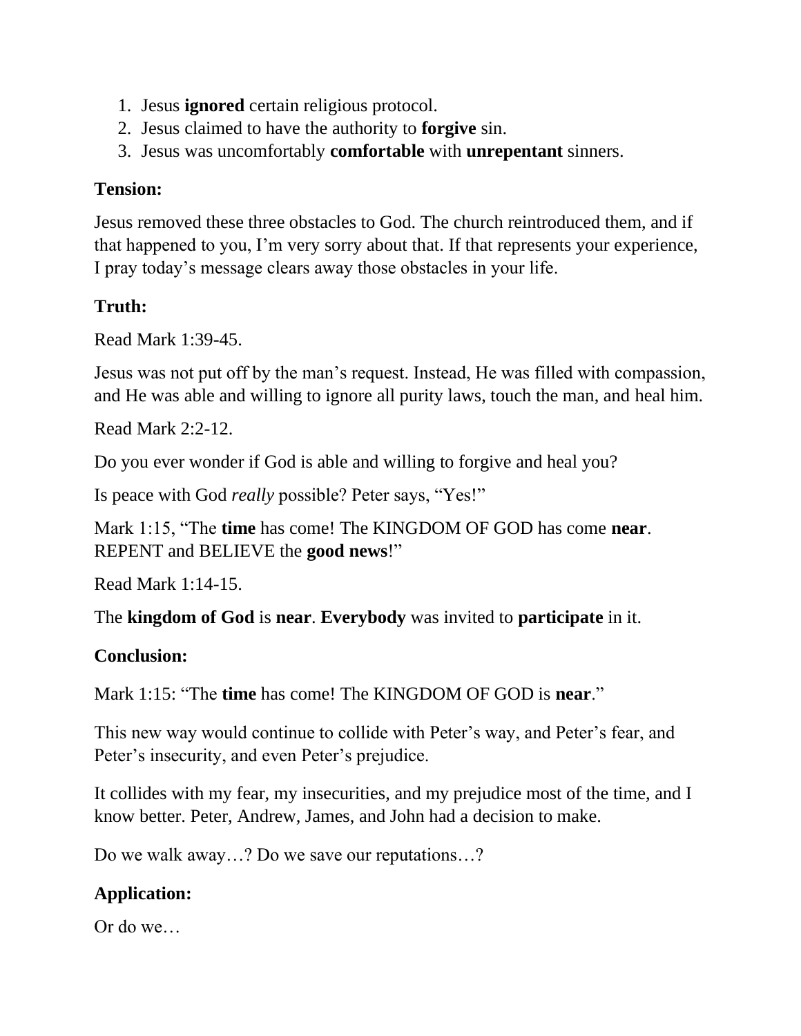1. Jesus **ignored** certain religious protocol.
2. Jesus claimed to have the authority to **forgive** sin.
3. Jesus was uncomfortably **comfortable** with **unrepentant** sinners.

**Tension:**

Jesus removed these three obstacles to God. The church reintroduced them, and if that happened to you, I'm very sorry about that. If that represents your experience, I pray today's message clears away those obstacles in your life.

**Truth:**

Read Mark 1:39-45.

Jesus was not put off by the man's request. Instead, He was filled with compassion, and He was able and willing to ignore all purity laws, touch the man, and heal him.

Read Mark 2:2-12.

Do you ever wonder if God is able and willing to forgive and heal you?

Is peace with God *really* possible? Peter says, "Yes!"

Mark 1:15, "The **time** has come! The KINGDOM OF GOD has come **near**. REPENT and BELIEVE the **good news**!"

Read Mark 1:14-15.

The **kingdom of God** is **near**. **Everybody** was invited to **participate** in it.

**Conclusion:**

Mark 1:15: "The **time** has come! The KINGDOM OF GOD is **near**."

This new way would continue to collide with Peter's way, and Peter's fear, and Peter's insecurity, and even Peter's prejudice.

It collides with my fear, my insecurities, and my prejudice most of the time, and I know better. Peter, Andrew, James, and John had a decision to make.

Do we walk away…? Do we save our reputations…?

**Application:**

Or do we…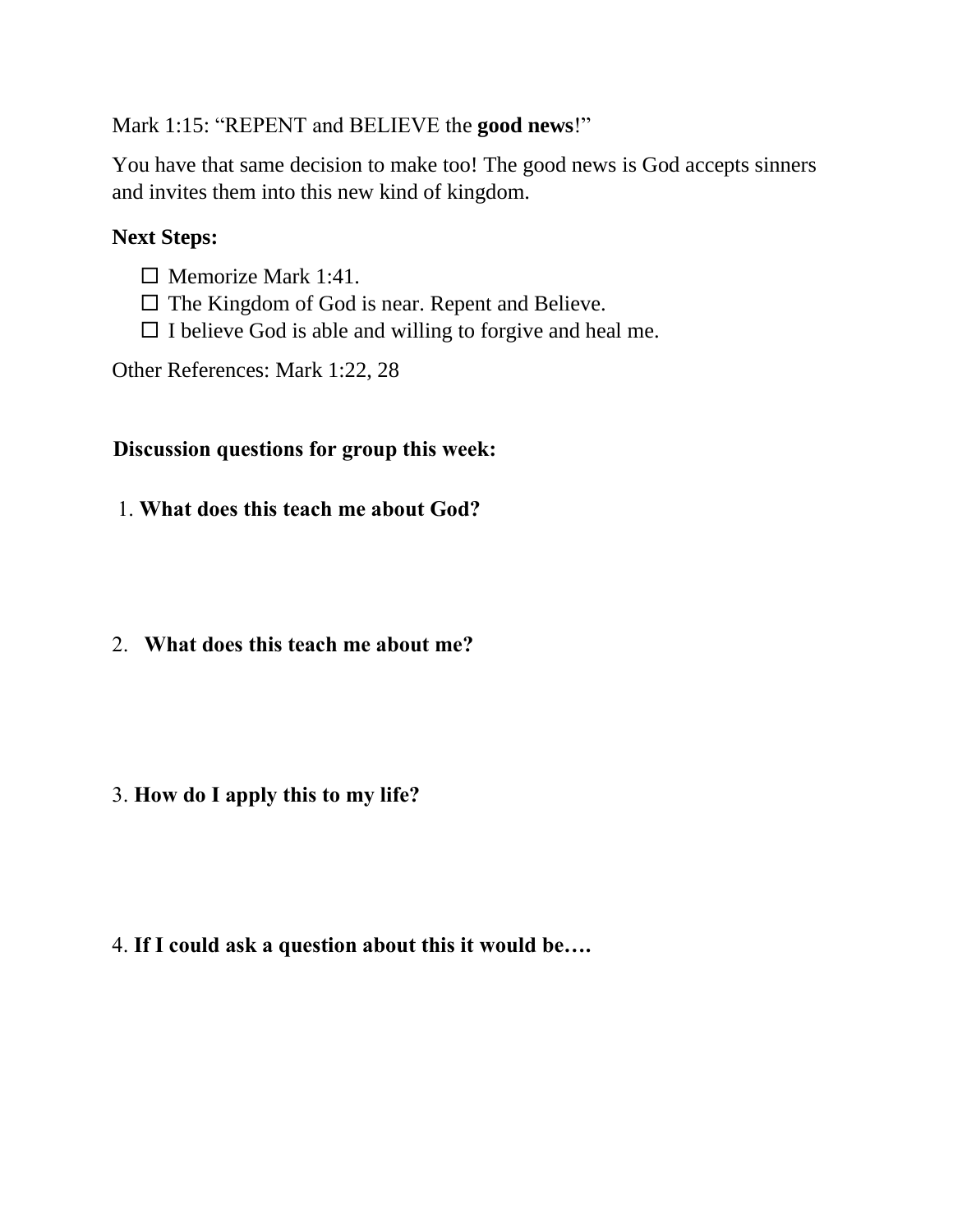Mark 1:15: "REPENT and BELIEVE the **good news**!"

You have that same decision to make too! The good news is God accepts sinners and invites them into this new kind of kingdom.

**Next Steps:**

- ☐ Memorize Mark 1:41.
- ☐ The Kingdom of God is near. Repent and Believe.
- ☐ I believe God is able and willing to forgive and heal me.

Other References: Mark 1:22, 28

**Discussion questions for group this week:**

1. **What does this teach me about God?**

2. **What does this teach me about me?**

3. **How do I apply this to my life?**

4. **If I could ask a question about this it would be….**